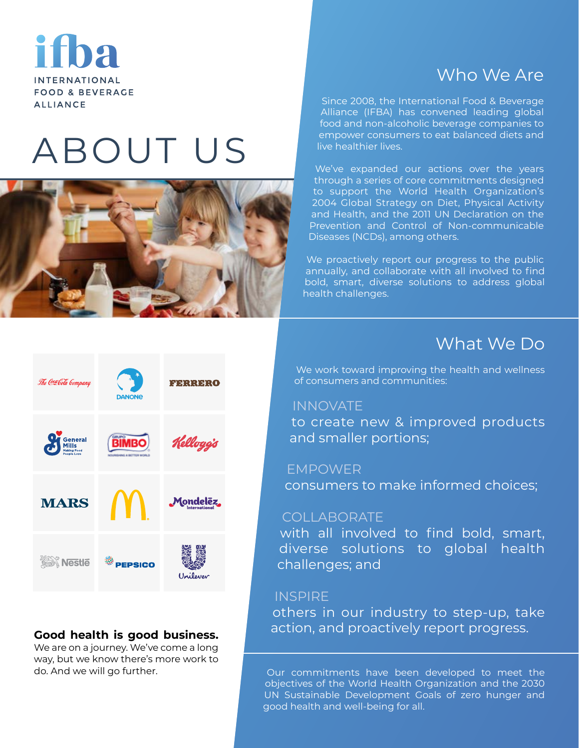# ifba

INTERNATIONAL FOOD & BEVERAGE ALLIANCE

# ABOUT US

**Good health is good business.**
We are on a journey. We've come a long way, but we know there's more work to do. And we will go further.

## Who We Are

Since 2008, the International Food & Beverage Alliance (IFBA) has convened leading global food and non-alcoholic beverage companies to empower consumers to eat balanced diets and live healthier lives.

We've expanded our actions over the years through a series of core commitments designed to support the World Health Organization's 2004 Global Strategy on Diet, Physical Activity and Health, and the 2011 UN Declaration on the Prevention and Control of Non-communicable Diseases (NCDs), among others.

We proactively report our progress to the public annually, and collaborate with all involved to find bold, smart, diverse solutions to address global health challenges.

## What We Do

We work toward improving the health and wellness of consumers and communities:

**INNOVATE**
to create new & improved products and smaller portions;

**EMPOWER**
consumers to make informed choices;

**COLLABORATE**
with all involved to find bold, smart, diverse solutions to global health challenges; and

**INSPIRE**
others in our industry to step-up, take action, and proactively report progress.

Our commitments have been developed to meet the objectives of the World Health Organization and the 2030 UN Sustainable Development Goals of zero hunger and good health and well-being for all.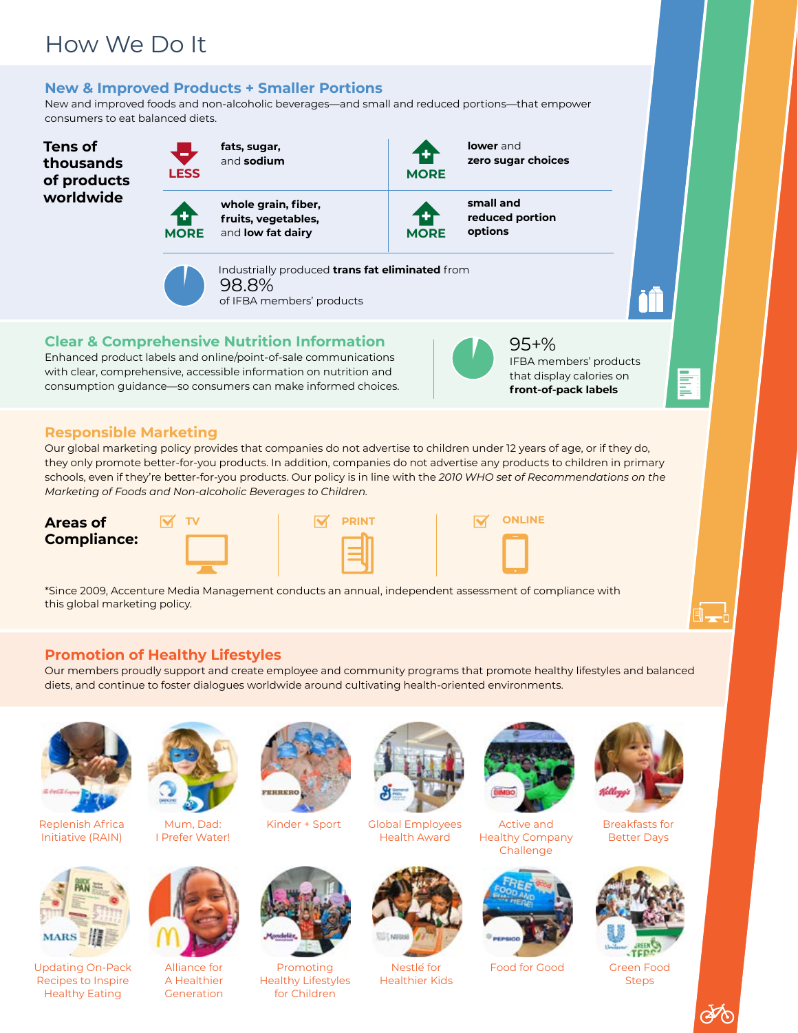# How We Do It

## New & Improved Products + Smaller Portions

New and improved foods and non-alcoholic beverages—and small and reduced portions—that empower consumers to eat balanced diets.

**Tens of thousands of products worldwide**

- LESS **fats, sugar,** and **sodium**
- MORE **lower** and **zero sugar choices**
- MORE **whole grain, fiber, fruits, vegetables,** and **low fat dairy**
- MORE **small and reduced portion options**

Industrially produced **trans fat eliminated** from 98.8% of IFBA members' products

## Clear & Comprehensive Nutrition Information

Enhanced product labels and online/point-of-sale communications with clear, comprehensive, accessible information on nutrition and consumption guidance—so consumers can make informed choices.

95+% IFBA members' products that display calories on **front-of-pack labels**

## Responsible Marketing

Our global marketing policy provides that companies do not advertise to children under 12 years of age, or if they do, they only promote better-for-you products. In addition, companies do not advertise any products to children in primary schools, even if they're better-for-you products. Our policy is in line with the *2010 WHO set of Recommendations on the Marketing of Foods and Non-alcoholic Beverages to Children.*

**Areas of Compliance:** TV, PRINT, ONLINE

*Since 2009, Accenture Media Management conducts an annual, independent assessment of compliance with this global marketing policy.

## Promotion of Healthy Lifestyles

Our members proudly support and create employee and community programs that promote healthy lifestyles and balanced diets, and continue to foster dialogues worldwide around cultivating health-oriented environments.

- Replenish Africa Initiative (RAIN)
- Mum, Dad: I Prefer Water!
- Kinder + Sport
- Global Employees Health Award
- Active and Healthy Company Challenge
- Breakfasts for Better Days
- Updating On-Pack Recipes to Inspire Healthy Eating
- Alliance for A Healthier Generation
- Promoting Healthy Lifestyles for Children
- Nestlé for Healthier Kids
- Food for Good
- Green Food Steps